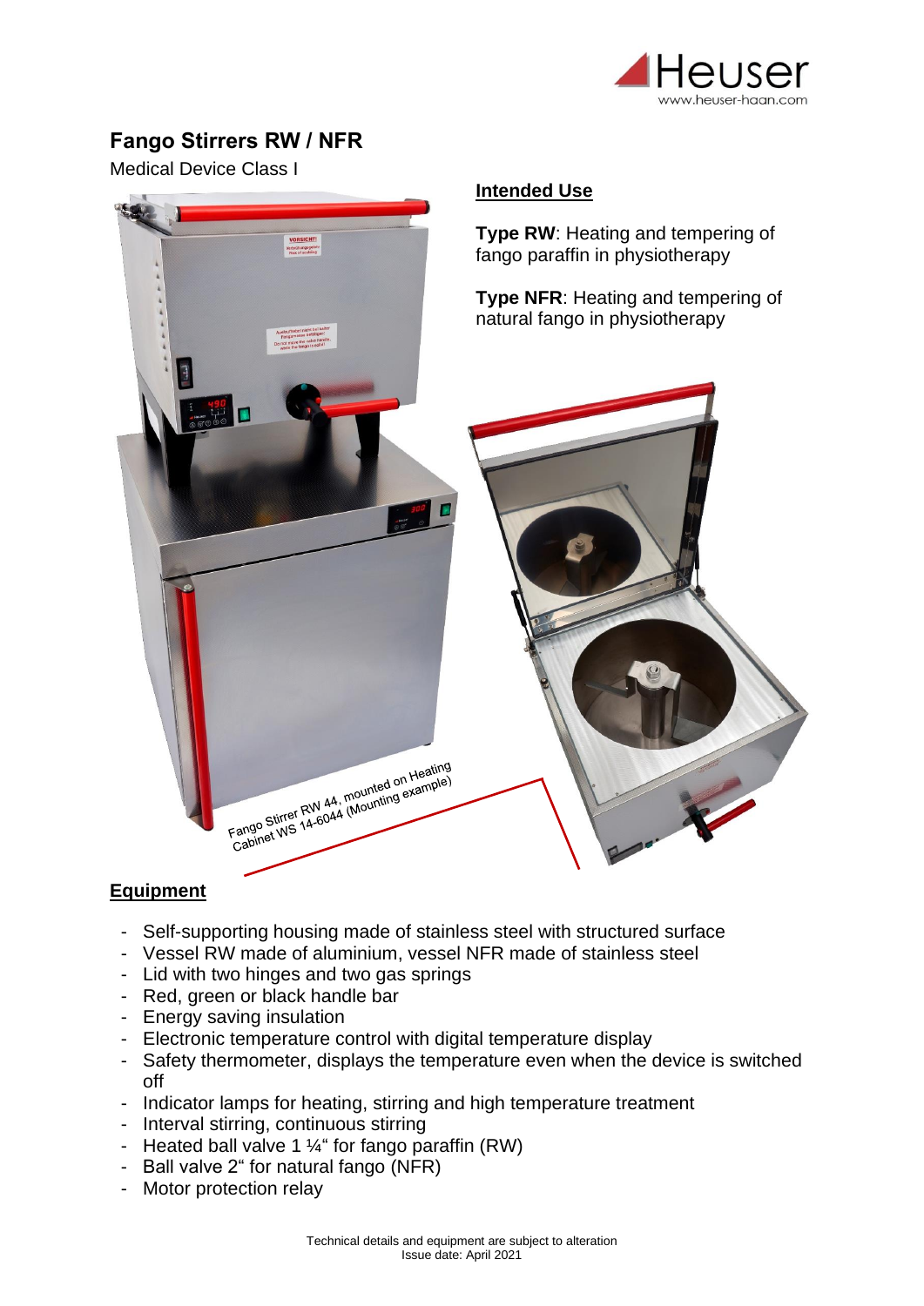# Fango Stirrers RW / NFR

Medical Device Class I

## Intended Use

**Type RW**: Heating and tempering of fango paraffin in physiotherapy

**Type NFR**: Heating and tempering of natural fango in physiotherapy

Fango Stirrer RW 44, mounted on Heating Cabinet WS 14-6044 (Mounting example)

## Equipment

- Self-supporting housing made of stainless steel with structured surface
- Vessel RW made of aluminium, vessel NFR made of stainless steel
- Lid with two hinges and two gas springs
- Red, green or black handle bar
- Energy saving insulation
- Electronic temperature control with digital temperature display
- Safety thermometer, displays the temperature even when the device is switched off
- Indicator lamps for heating, stirring and high temperature treatment
- Interval stirring, continuous stirring
- Heated ball valve 1 ¼“ for fango paraffin (RW)
- Ball valve 2“ for natural fango (NFR)
- Motor protection relay

Technical details and equipment are subject to alteration
Issue date: April 2021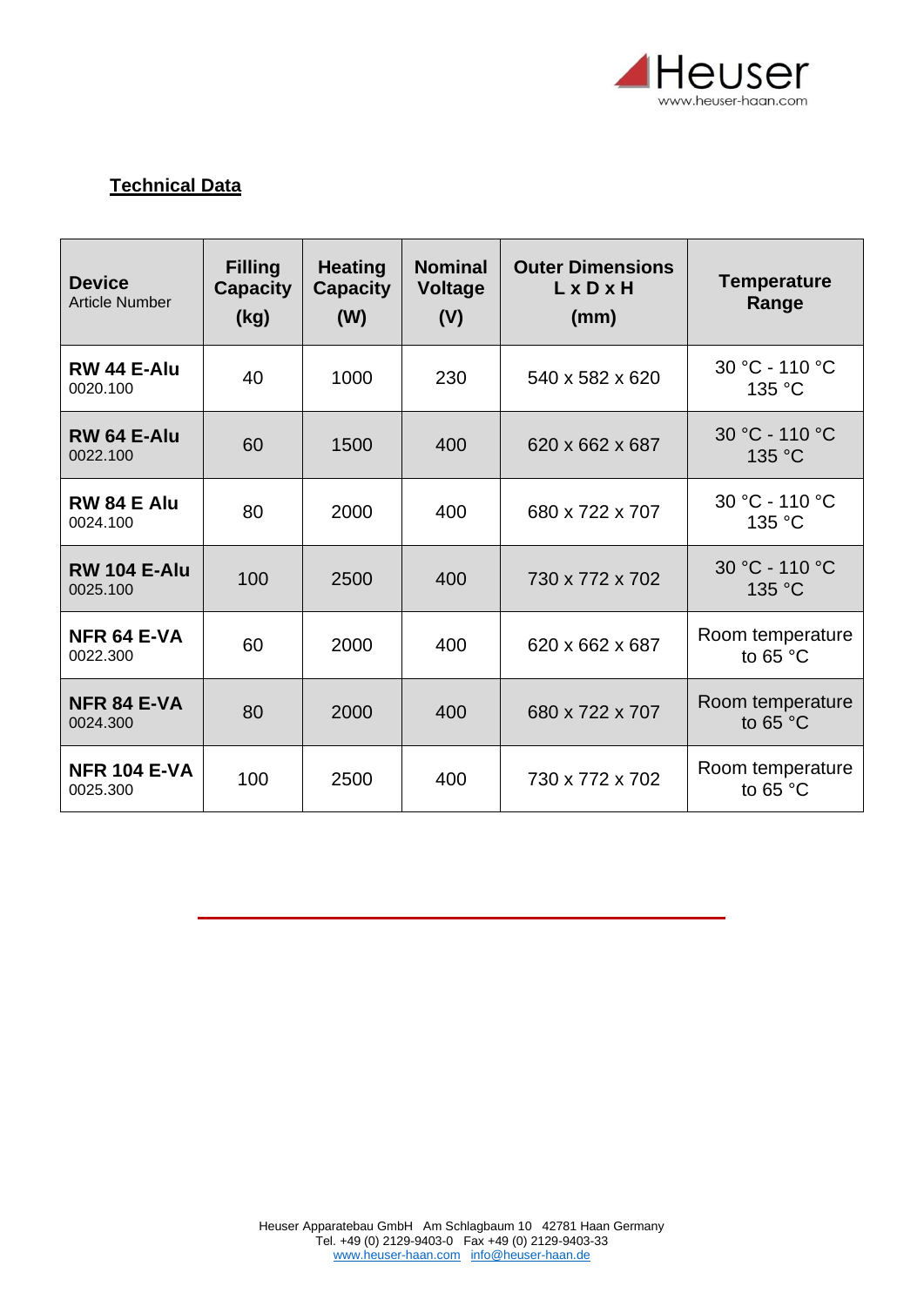## Technical Data

| **Device** Article Number | **Filling Capacity (kg)** | **Heating Capacity (W)** | **Nominal Voltage (V)** | **Outer Dimensions L x D x H (mm)** | **Temperature Range** |
|---|---|---|---|---|---|
| **RW 44 E-Alu** 0020.100 | 40 | 1000 | 230 | 540 x 582 x 620 | 30 °C - 110 °C 135 °C |
| **RW 64 E-Alu** 0022.100 | 60 | 1500 | 400 | 620 x 662 x 687 | 30 °C - 110 °C 135 °C |
| **RW 84 E Alu** 0024.100 | 80 | 2000 | 400 | 680 x 722 x 707 | 30 °C - 110 °C 135 °C |
| **RW 104 E-Alu** 0025.100 | 100 | 2500 | 400 | 730 x 772 x 702 | 30 °C - 110 °C 135 °C |
| **NFR 64 E-VA** 0022.300 | 60 | 2000 | 400 | 620 x 662 x 687 | Room temperature to 65 °C |
| **NFR 84 E-VA** 0024.300 | 80 | 2000 | 400 | 680 x 722 x 707 | Room temperature to 65 °C |
| **NFR 104 E-VA** 0025.300 | 100 | 2500 | 400 | 730 x 772 x 702 | Room temperature to 65 °C |